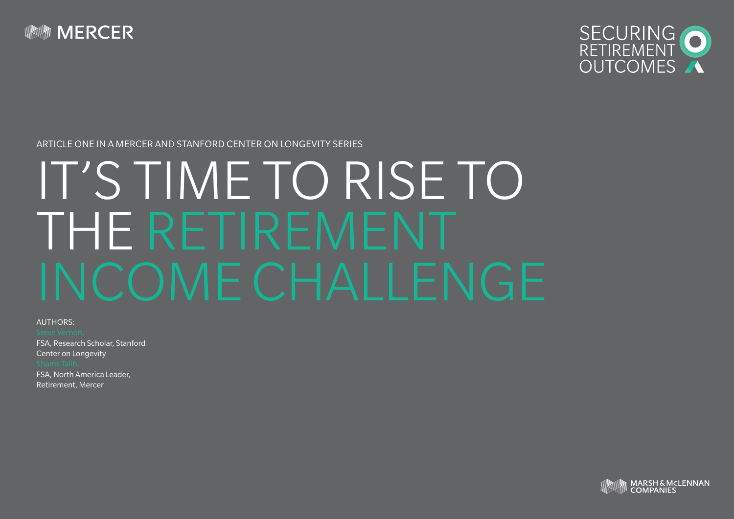MERCER

SECURING RETIREMENT OUTCOMES

ARTICLE ONE IN A MERCER AND STANFORD CENTER ON LONGEVITY SERIES

# IT'S TIME TO RISE TO THE RETIREMENT INCOME CHALLENGE

AUTHORS:

Steve Vernon,
FSA, Research Scholar, Stanford Center on Longevity

Shams Talib,
FSA, North America Leader, Retirement, Mercer

MARSH & McLENNAN COMPANIES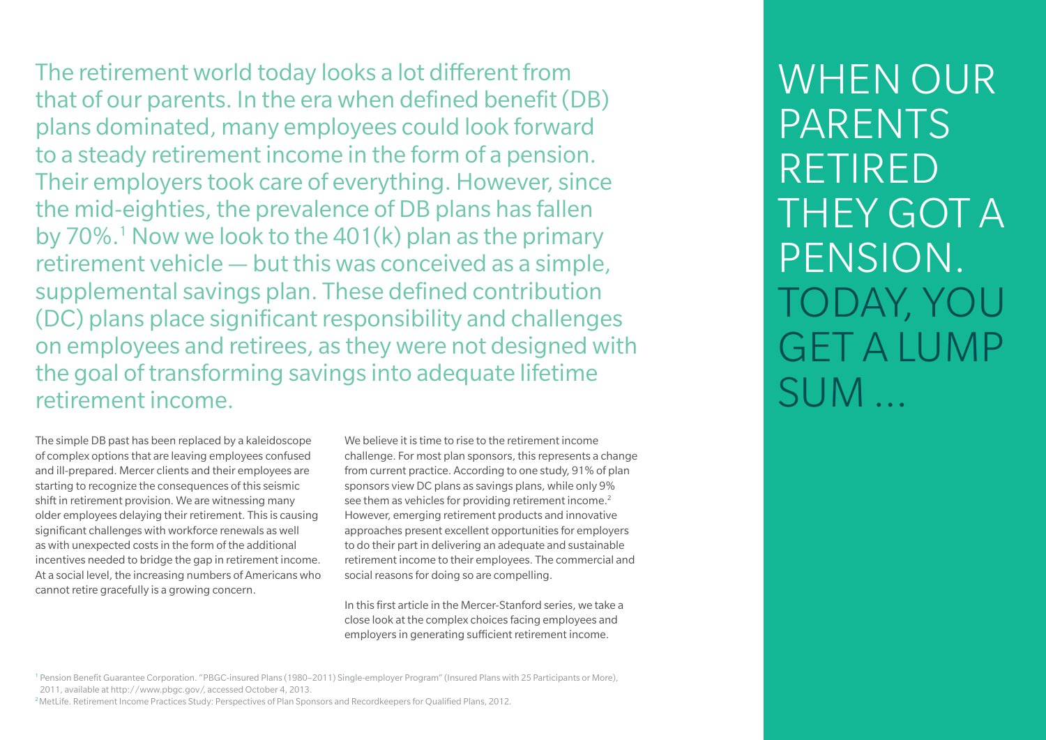The retirement world today looks a lot different from that of our parents. In the era when defined benefit (DB) plans dominated, many employees could look forward to a steady retirement income in the form of a pension. Their employers took care of everything. However, since the mid-eighties, the prevalence of DB plans has fallen by 70%.[1] Now we look to the 401(k) plan as the primary retirement vehicle — but this was conceived as a simple, supplemental savings plan. These defined contribution (DC) plans place significant responsibility and challenges on employees and retirees, as they were not designed with the goal of transforming savings into adequate lifetime retirement income.

The simple DB past has been replaced by a kaleidoscope of complex options that are leaving employees confused and ill-prepared. Mercer clients and their employees are starting to recognize the consequences of this seismic shift in retirement provision. We are witnessing many older employees delaying their retirement. This is causing significant challenges with workforce renewals as well as with unexpected costs in the form of the additional incentives needed to bridge the gap in retirement income. At a social level, the increasing numbers of Americans who cannot retire gracefully is a growing concern.

We believe it is time to rise to the retirement income challenge. For most plan sponsors, this represents a change from current practice. According to one study, 91% of plan sponsors view DC plans as savings plans, while only 9% see them as vehicles for providing retirement income.[2] However, emerging retirement products and innovative approaches present excellent opportunities for employers to do their part in delivering an adequate and sustainable retirement income to their employees. The commercial and social reasons for doing so are compelling.

In this first article in the Mercer-Stanford series, we take a close look at the complex choices facing employees and employers in generating sufficient retirement income.

## WHEN OUR PARENTS RETIRED THEY GOT A PENSION. TODAY, YOU GET A LUMP SUM …

[1] Pension Benefit Guarantee Corporation. "PBGC-insured Plans (1980–2011) Single-employer Program" (Insured Plans with 25 Participants or More), 2011, available at http://www.pbgc.gov/, accessed October 4, 2013.

[2] MetLife. Retirement Income Practices Study: Perspectives of Plan Sponsors and Recordkeepers for Qualified Plans, 2012.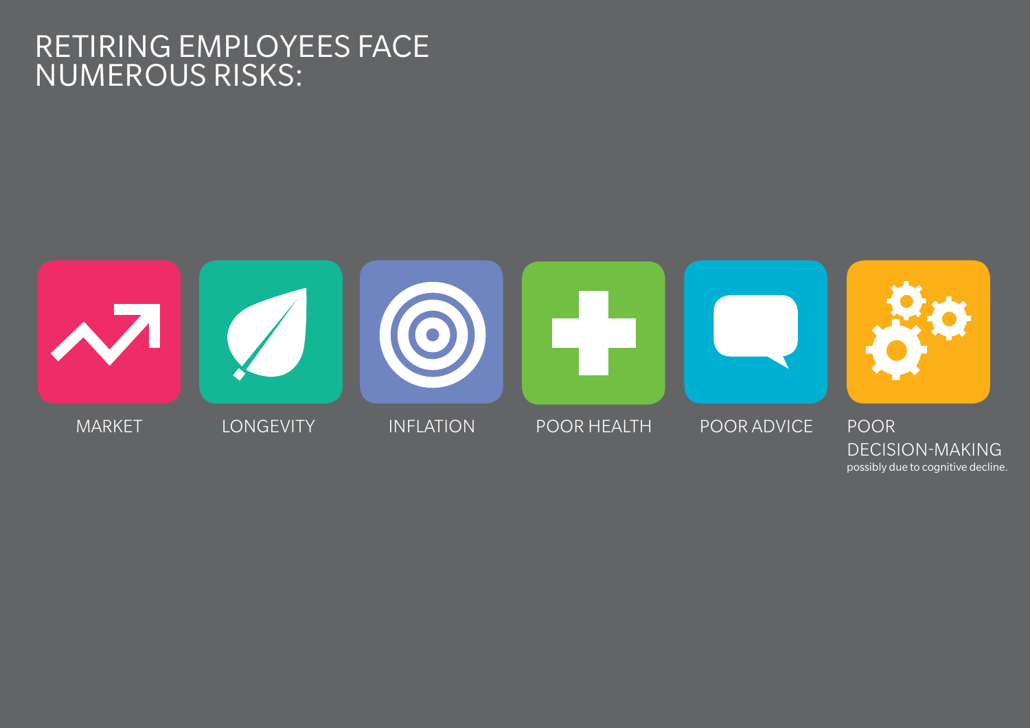# RETIRING EMPLOYEES FACE NUMEROUS RISKS:

- MARKET
- LONGEVITY
- INFLATION
- POOR HEALTH
- POOR ADVICE
- POOR DECISION-MAKING possibly due to cognitive decline.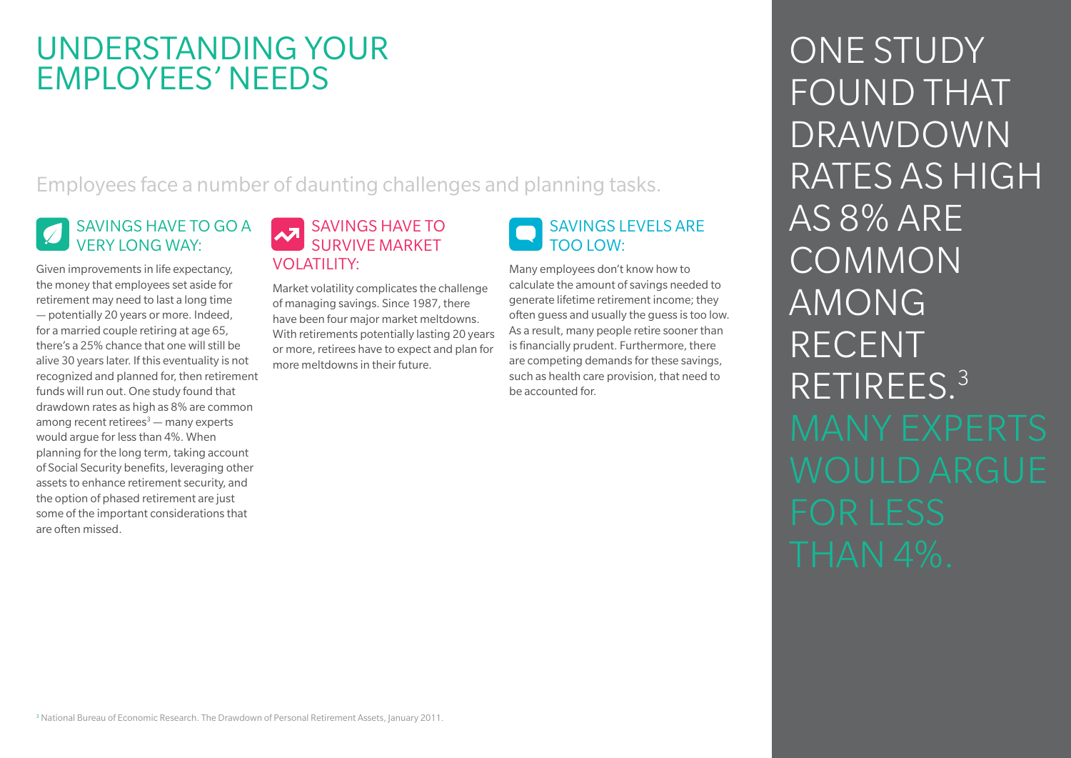# UNDERSTANDING YOUR EMPLOYEES' NEEDS

Employees face a number of daunting challenges and planning tasks.

### SAVINGS HAVE TO GO A VERY LONG WAY:

Given improvements in life expectancy, the money that employees set aside for retirement may need to last a long time — potentially 20 years or more. Indeed, for a married couple retiring at age 65, there's a 25% chance that one will still be alive 30 years later. If this eventuality is not recognized and planned for, then retirement funds will run out. One study found that drawdown rates as high as 8% are common among recent retirees[3] — many experts would argue for less than 4%. When planning for the long term, taking account of Social Security benefits, leveraging other assets to enhance retirement security, and the option of phased retirement are just some of the important considerations that are often missed.

### SAVINGS HAVE TO SURVIVE MARKET VOLATILITY:

Market volatility complicates the challenge of managing savings. Since 1987, there have been four major market meltdowns. With retirements potentially lasting 20 years or more, retirees have to expect and plan for more meltdowns in their future.

### SAVINGS LEVELS ARE TOO LOW:

Many employees don't know how to calculate the amount of savings needed to generate lifetime retirement income; they often guess and usually the guess is too low. As a result, many people retire sooner than is financially prudent. Furthermore, there are competing demands for these savings, such as health care provision, that need to be accounted for.

ONE STUDY FOUND THAT DRAWDOWN RATES AS HIGH AS 8% ARE COMMON AMONG RECENT RETIREES.[3] MANY EXPERTS WOULD ARGUE FOR LESS THAN 4%.

[3] National Bureau of Economic Research. The Drawdown of Personal Retirement Assets, January 2011.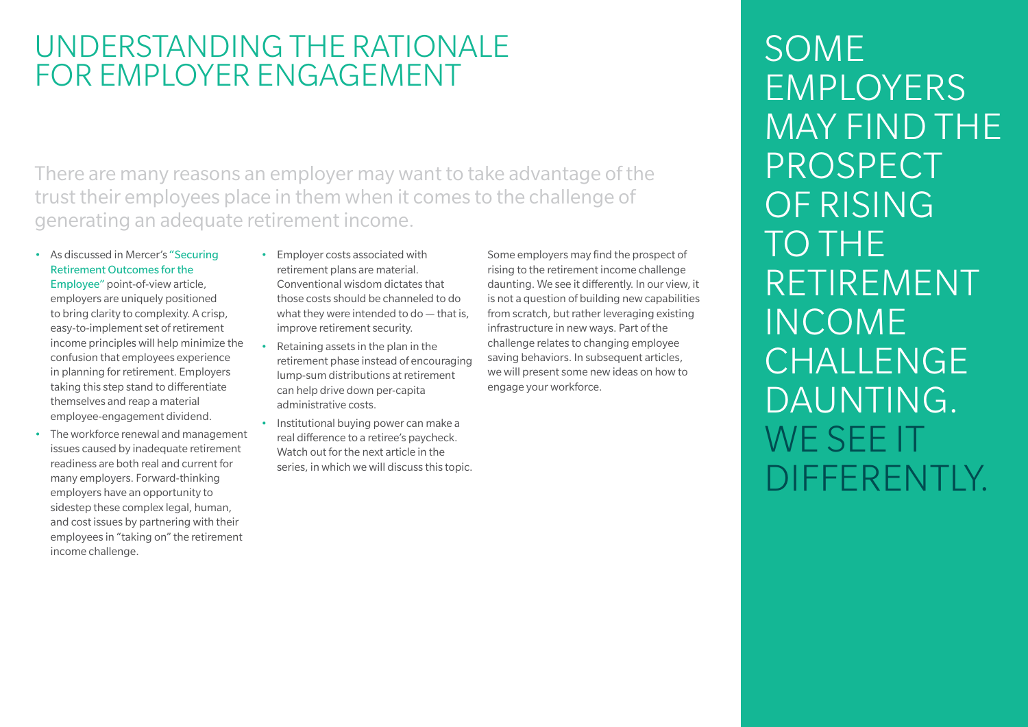# UNDERSTANDING THE RATIONALE FOR EMPLOYER ENGAGEMENT

There are many reasons an employer may want to take advantage of the trust their employees place in them when it comes to the challenge of generating an adequate retirement income.

- As discussed in Mercer's "Securing Retirement Outcomes for the Employee" point-of-view article, employers are uniquely positioned to bring clarity to complexity. A crisp, easy-to-implement set of retirement income principles will help minimize the confusion that employees experience in planning for retirement. Employers taking this step stand to differentiate themselves and reap a material employee-engagement dividend.
- The workforce renewal and management issues caused by inadequate retirement readiness are both real and current for many employers. Forward-thinking employers have an opportunity to sidestep these complex legal, human, and cost issues by partnering with their employees in "taking on" the retirement income challenge.
- Employer costs associated with retirement plans are material. Conventional wisdom dictates that those costs should be channeled to do what they were intended to do — that is, improve retirement security.
- Retaining assets in the plan in the retirement phase instead of encouraging lump-sum distributions at retirement can help drive down per-capita administrative costs.
- Institutional buying power can make a real difference to a retiree's paycheck. Watch out for the next article in the series, in which we will discuss this topic.

Some employers may find the prospect of rising to the retirement income challenge daunting. We see it differently. In our view, it is not a question of building new capabilities from scratch, but rather leveraging existing infrastructure in new ways. Part of the challenge relates to changing employee saving behaviors. In subsequent articles, we will present some new ideas on how to engage your workforce.

SOME EMPLOYERS MAY FIND THE PROSPECT OF RISING TO THE RETIREMENT INCOME CHALLENGE DAUNTING. WE SEE IT DIFFERENTLY.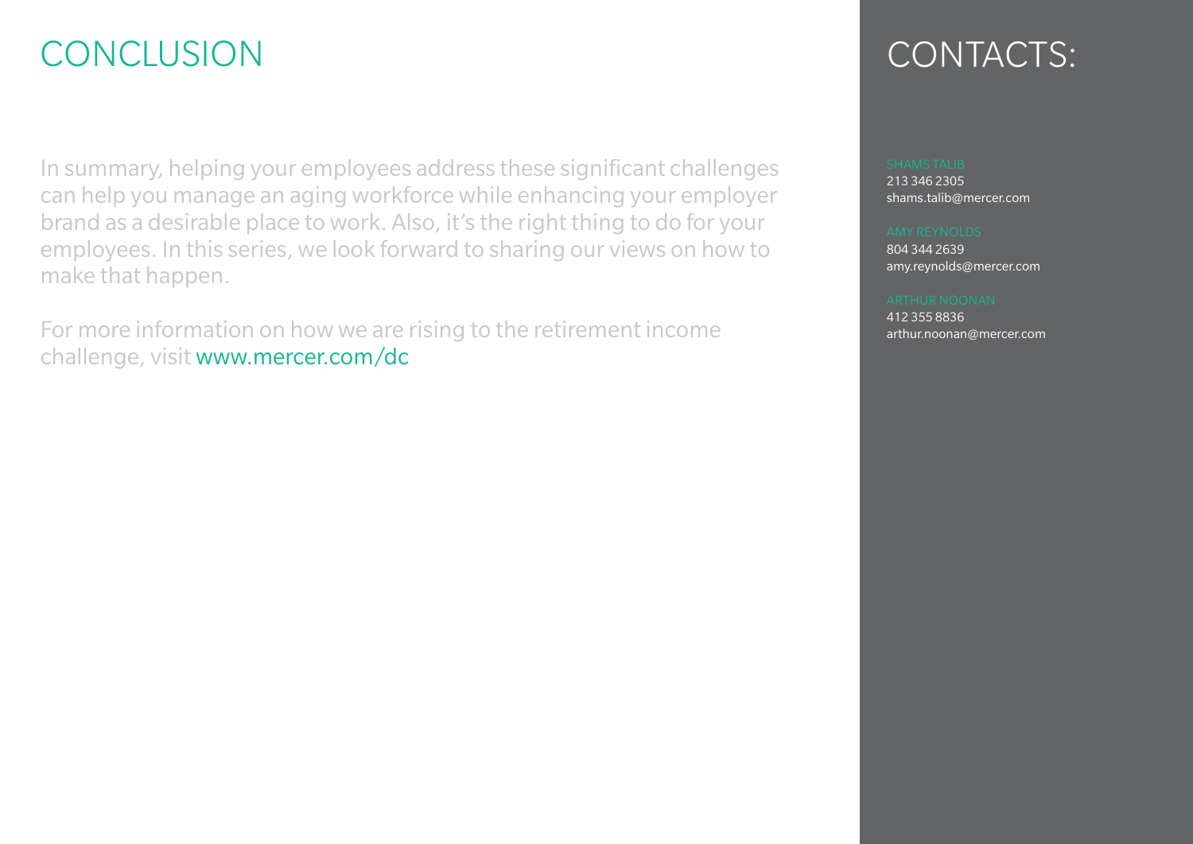# CONCLUSION

In summary, helping your employees address these significant challenges can help you manage an aging workforce while enhancing your employer brand as a desirable place to work. Also, it's the right thing to do for your employees. In this series, we look forward to sharing our views on how to make that happen.

For more information on how we are rising to the retirement income challenge, visit www.mercer.com/dc

# CONTACTS:

SHAMS TALIB
213 346 2305
shams.talib@mercer.com

AMY REYNOLDS
804 344 2639
amy.reynolds@mercer.com

ARTHUR NOONAN
412 355 8836
arthur.noonan@mercer.com